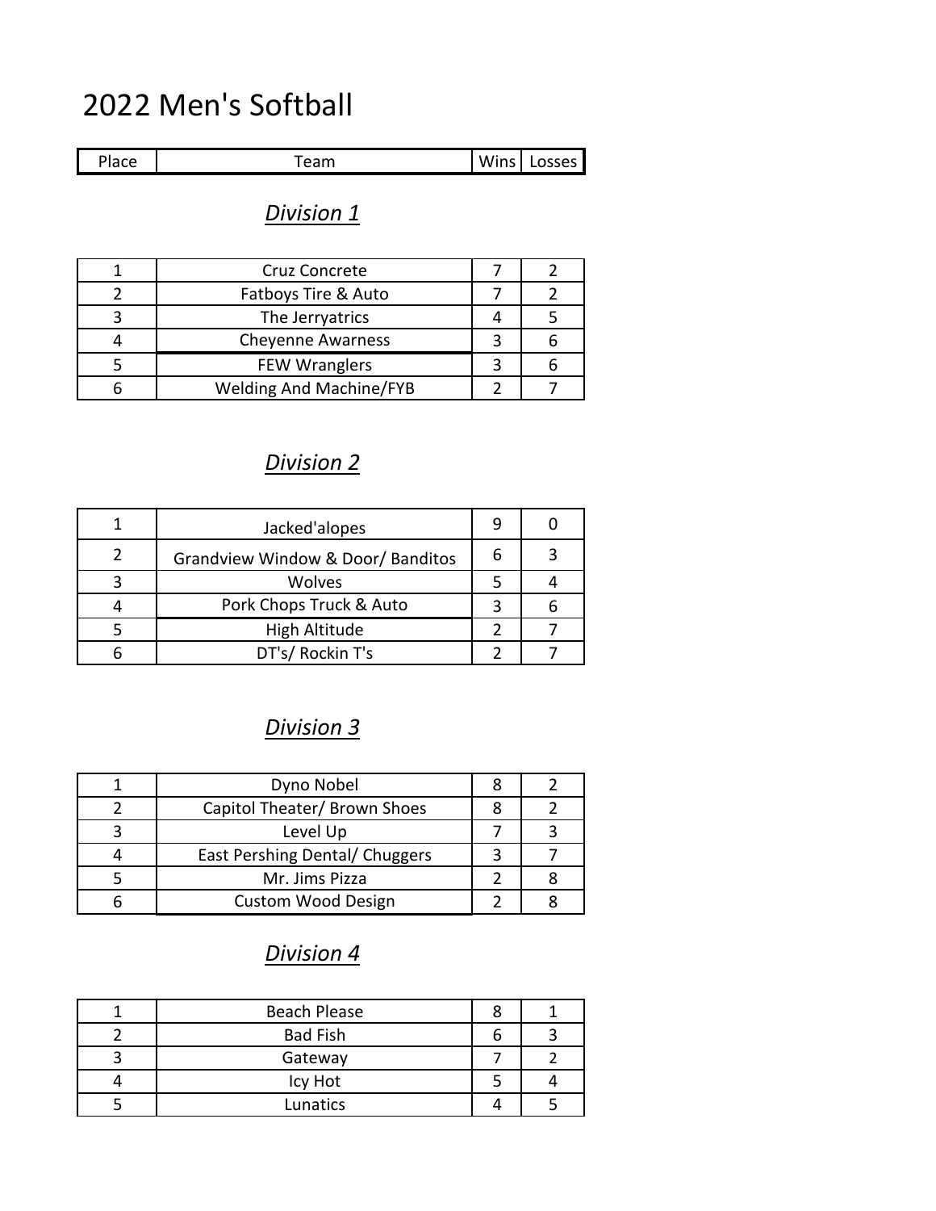# 2022 Men's Softball

| Place | Team | Wins | Losses |
|---|---|---|---|

## *Division 1*

| Place | Team | Wins | Losses |
|---|---|---|---|
| 1 | Cruz Concrete | 7 | 2 |
| 2 | Fatboys Tire & Auto | 7 | 2 |
| 3 | The Jerryatrics | 4 | 5 |
| 4 | Cheyenne Awarness | 3 | 6 |
| 5 | FEW Wranglers | 3 | 6 |
| 6 | Welding And Machine/FYB | 2 | 7 |

## *Division 2*

| Place | Team | Wins | Losses |
|---|---|---|---|
| 1 | Jacked'alopes | 9 | 0 |
| 2 | Grandview Window & Door/ Banditos | 6 | 3 |
| 3 | Wolves | 5 | 4 |
| 4 | Pork Chops Truck & Auto | 3 | 6 |
| 5 | High Altitude | 2 | 7 |
| 6 | DT's/ Rockin T's | 2 | 7 |

## *Division 3*

| Place | Team | Wins | Losses |
|---|---|---|---|
| 1 | Dyno Nobel | 8 | 2 |
| 2 | Capitol Theater/ Brown Shoes | 8 | 2 |
| 3 | Level Up | 7 | 3 |
| 4 | East Pershing Dental/ Chuggers | 3 | 7 |
| 5 | Mr. Jims Pizza | 2 | 8 |
| 6 | Custom Wood Design | 2 | 8 |

## *Division 4*

| Place | Team | Wins | Losses |
|---|---|---|---|
| 1 | Beach Please | 8 | 1 |
| 2 | Bad Fish | 6 | 3 |
| 3 | Gateway | 7 | 2 |
| 4 | Icy Hot | 5 | 4 |
| 5 | Lunatics | 4 | 5 |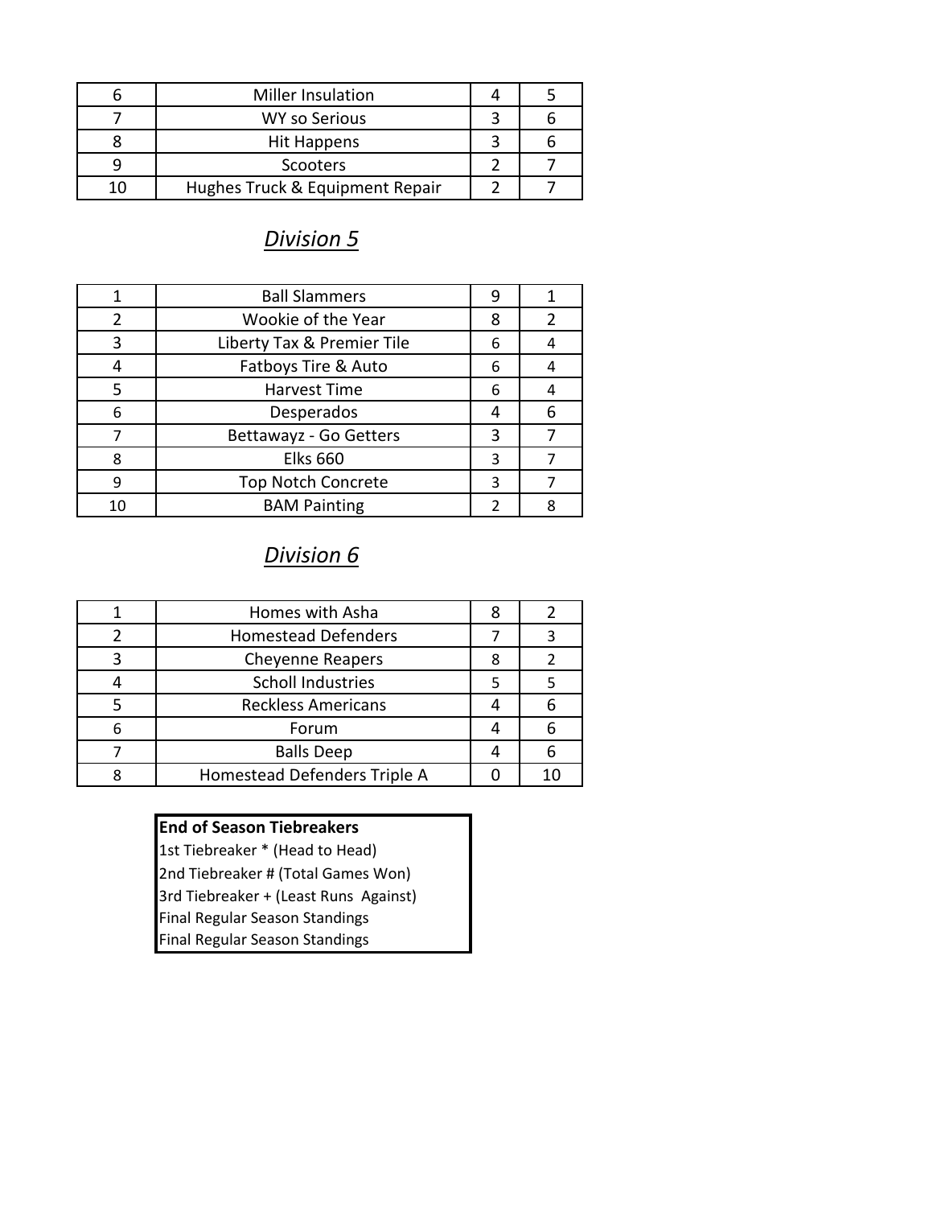| | | | |
|---|---|---|---|
| 6 | Miller Insulation | 4 | 5 |
| 7 | WY so Serious | 3 | 6 |
| 8 | Hit Happens | 3 | 6 |
| 9 | Scooters | 2 | 7 |
| 10 | Hughes Truck & Equipment Repair | 2 | 7 |

## *Division 5*

| | | | |
|---|---|---|---|
| 1 | Ball Slammers | 9 | 1 |
| 2 | Wookie of the Year | 8 | 2 |
| 3 | Liberty Tax & Premier Tile | 6 | 4 |
| 4 | Fatboys Tire & Auto | 6 | 4 |
| 5 | Harvest Time | 6 | 4 |
| 6 | Desperados | 4 | 6 |
| 7 | Bettawayz - Go Getters | 3 | 7 |
| 8 | Elks 660 | 3 | 7 |
| 9 | Top Notch Concrete | 3 | 7 |
| 10 | BAM Painting | 2 | 8 |

## *Division 6*

| | | | |
|---|---|---|---|
| 1 | Homes with Asha | 8 | 2 |
| 2 | Homestead Defenders | 7 | 3 |
| 3 | Cheyenne Reapers | 8 | 2 |
| 4 | Scholl Industries | 5 | 5 |
| 5 | Reckless Americans | 4 | 6 |
| 6 | Forum | 4 | 6 |
| 7 | Balls Deep | 4 | 6 |
| 8 | Homestead Defenders Triple A | 0 | 10 |

| **End of Season Tiebreakers** |
|---|
| 1st Tiebreaker * (Head to Head) |
| 2nd Tiebreaker # (Total Games Won) |
| 3rd Tiebreaker + (Least Runs Against) |
| Final Regular Season Standings |
| Final Regular Season Standings |